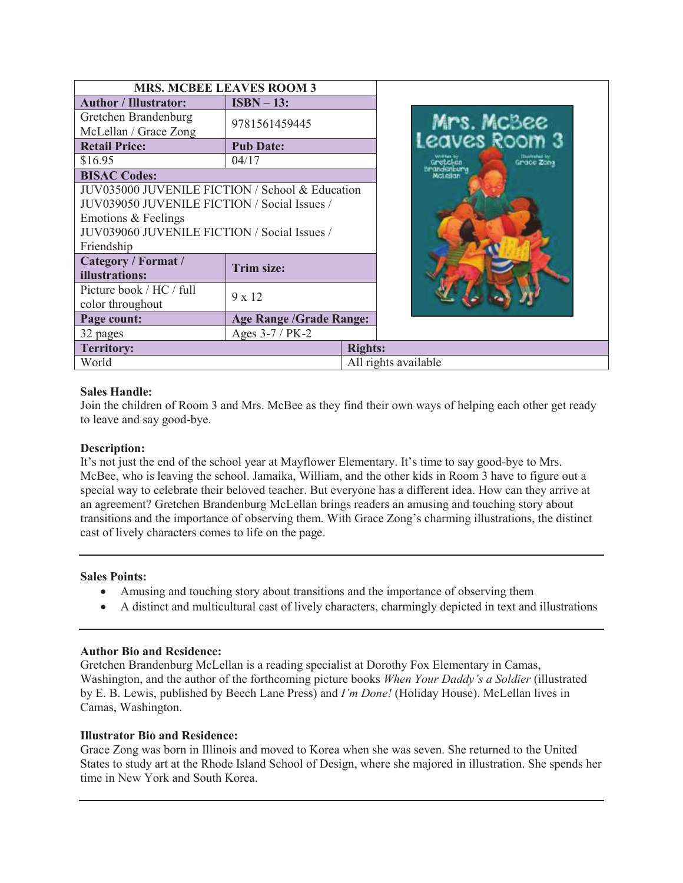| MRS. MCBEE LEAVES ROOM 3 | |
|---|---|
| **Author / Illustrator:** | **ISBN – 13:** |
| Gretchen Brandenburg McLellan / Grace Zong | 9781561459445 |
| **Retail Price:** | **Pub Date:** |
| $16.95 | 04/17 |
| **BISAC Codes:** | |
| JUV035000 JUVENILE FICTION / School & Education<br>JUV039050 JUVENILE FICTION / Social Issues / Emotions & Feelings<br>JUV039060 JUVENILE FICTION / Social Issues / Friendship | |
| **Category / Format / illustrations:** | **Trim size:** |
| Picture book / HC / full color throughout | 9 x 12 |
| **Page count:** | **Age Range /Grade Range:** |
| 32 pages | Ages 3-7 / PK-2 |
| **Territory:** | **Rights:** |
| World | All rights available |

**Sales Handle:**
Join the children of Room 3 and Mrs. McBee as they find their own ways of helping each other get ready to leave and say good-bye.

**Description:**
It's not just the end of the school year at Mayflower Elementary. It's time to say good-bye to Mrs. McBee, who is leaving the school. Jamaika, William, and the other kids in Room 3 have to figure out a special way to celebrate their beloved teacher. But everyone has a different idea. How can they arrive at an agreement? Gretchen Brandenburg McLellan brings readers an amusing and touching story about transitions and the importance of observing them. With Grace Zong's charming illustrations, the distinct cast of lively characters comes to life on the page.

---

**Sales Points:**

- Amusing and touching story about transitions and the importance of observing them
- A distinct and multicultural cast of lively characters, charmingly depicted in text and illustrations

---

**Author Bio and Residence:**
Gretchen Brandenburg McLellan is a reading specialist at Dorothy Fox Elementary in Camas, Washington, and the author of the forthcoming picture books *When Your Daddy's a Soldier* (illustrated by E. B. Lewis, published by Beech Lane Press) and *I'm Done!* (Holiday House). McLellan lives in Camas, Washington.

**Illustrator Bio and Residence:**
Grace Zong was born in Illinois and moved to Korea when she was seven. She returned to the United States to study art at the Rhode Island School of Design, where she majored in illustration. She spends her time in New York and South Korea.

---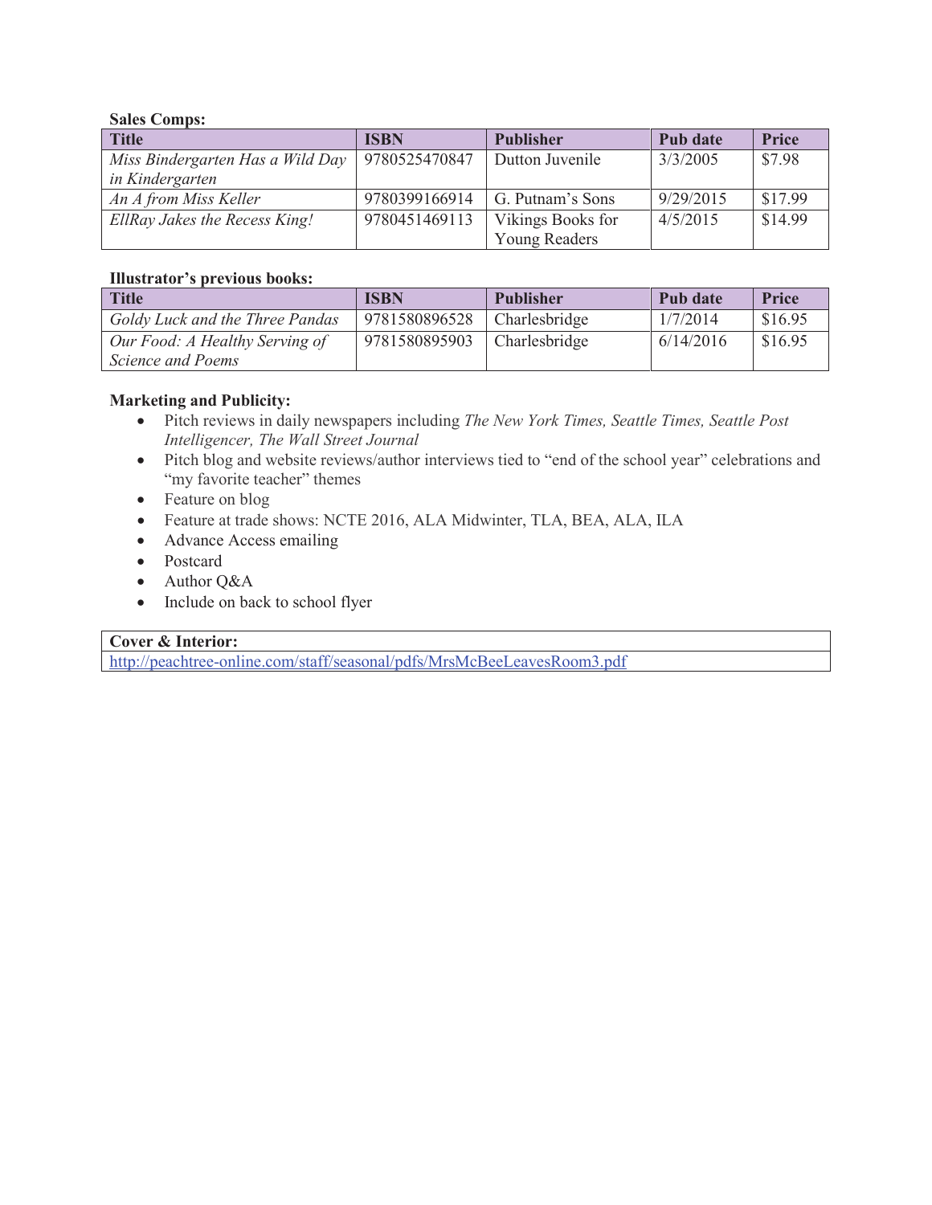**Sales Comps:**

| Title | ISBN | Publisher | Pub date | Price |
| --- | --- | --- | --- | --- |
| *Miss Bindergarten Has a Wild Day in Kindergarten* | 9780525470847 | Dutton Juvenile | 3/3/2005 | $7.98 |
| *An A from Miss Keller* | 9780399166914 | G. Putnam's Sons | 9/29/2015 | $17.99 |
| *EllRay Jakes the Recess King!* | 9780451469113 | Vikings Books for Young Readers | 4/5/2015 | $14.99 |

**Illustrator's previous books:**

| Title | ISBN | Publisher | Pub date | Price |
| --- | --- | --- | --- | --- |
| *Goldy Luck and the Three Pandas* | 9781580896528 | Charlesbridge | 1/7/2014 | $16.95 |
| *Our Food: A Healthy Serving of Science and Poems* | 9781580895903 | Charlesbridge | 6/14/2016 | $16.95 |

**Marketing and Publicity:**

- Pitch reviews in daily newspapers including *The New York Times, Seattle Times, Seattle Post Intelligencer, The Wall Street Journal*
- Pitch blog and website reviews/author interviews tied to "end of the school year" celebrations and "my favorite teacher" themes
- Feature on blog
- Feature at trade shows: NCTE 2016, ALA Midwinter, TLA, BEA, ALA, ILA
- Advance Access emailing
- Postcard
- Author Q&A
- Include on back to school flyer

| **Cover & Interior:** |
| --- |
| http://peachtree-online.com/staff/seasonal/pdfs/MrsMcBeeLeavesRoom3.pdf |